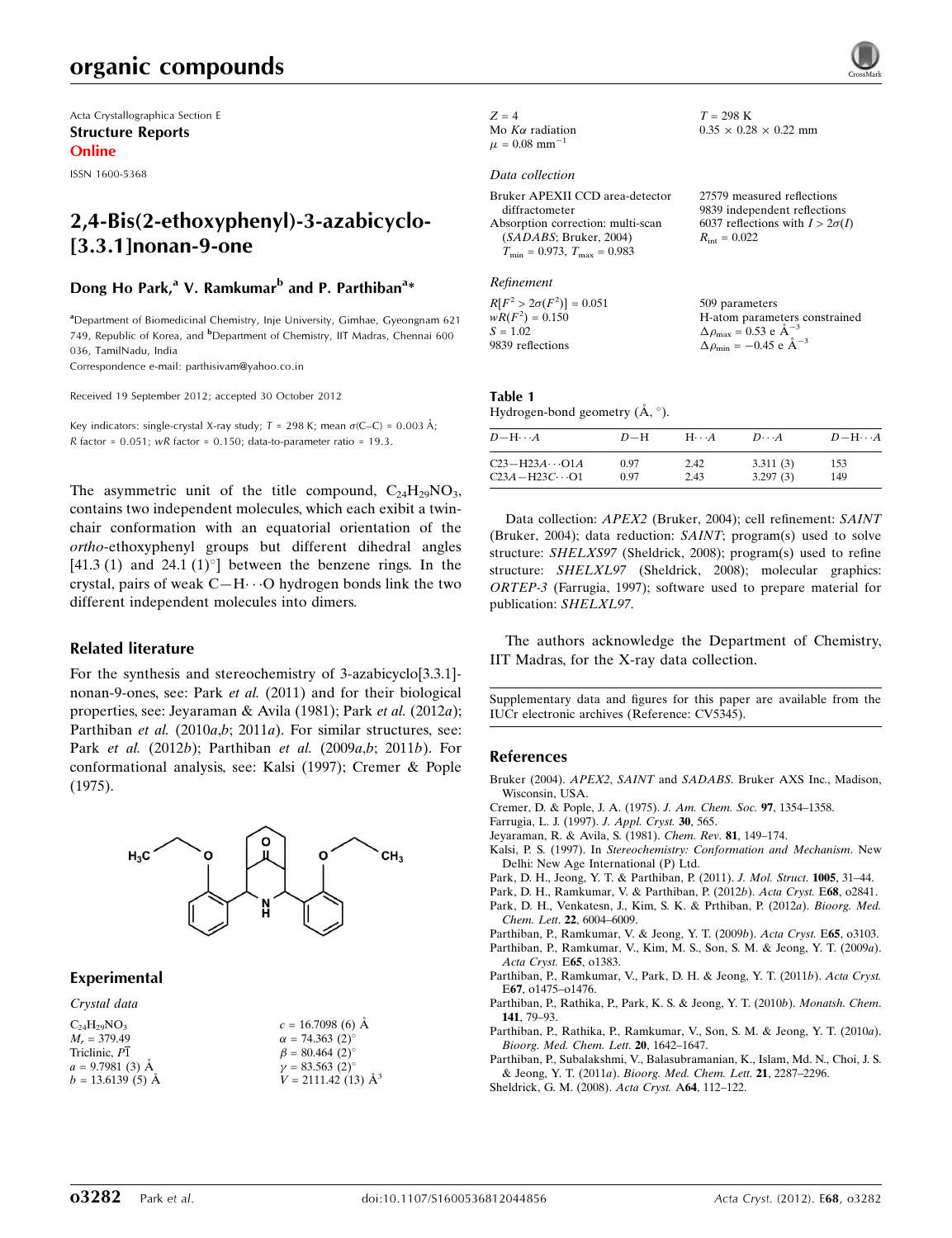Acta Crystallographica Section E
**Structure Reports Online**
ISSN 1600-5368

# 2,4-Bis(2-ethoxyphenyl)-3-azabicyclo-[3.3.1]nonan-9-one

**Dong Ho Park,[a] V. Ramkumar[b] and P. Parthiban[a]***

[a]Department of Biomedicinal Chemistry, Inje University, Gimhae, Gyeongnam 621 749, Republic of Korea, and [b]Department of Chemistry, IIT Madras, Chennai 600 036, TamilNadu, India
Correspondence e-mail: parthisivam@yahoo.co.in

Received 19 September 2012; accepted 30 October 2012

Key indicators: single-crystal X-ray study; $T$ = 298 K; mean $\sigma$(C–C) = 0.003 Å; $R$ factor = 0.051; $wR$ factor = 0.150; data-to-parameter ratio = 19.3.

The asymmetric unit of the title compound, $C_{24}H_{29}NO_3$, contains two independent molecules, which each exibit a twin-chair conformation with an equatorial orientation of the *ortho*-ethoxyphenyl groups but different dihedral angles [41.3 (1) and 24.1 (1)°] between the benzene rings. In the crystal, pairs of weak C—H⋯O hydrogen bonds link the two different independent molecules into dimers.

## Related literature

For the synthesis and stereochemistry of 3-azabicyclo[3.3.1]-nonan-9-ones, see: Park *et al.* (2011) and for their biological properties, see: Jeyaraman & Avila (1981); Park *et al.* (2012*a*); Parthiban *et al.* (2010*a*,*b*; 2011*a*). For similar structures, see: Park *et al.* (2012*b*); Parthiban *et al.* (2009*a*,*b*; 2011*b*). For conformational analysis, see: Kalsi (1997); Cremer & Pople (1975).

## Experimental

### Crystal data

$C_{24}H_{29}NO_3$
$M_r$ = 379.49
Triclinic, $P\overline{1}$
$a$ = 9.7981 (3) Å
$b$ = 13.6139 (5) Å
$c$ = 16.7098 (6) Å
$\alpha$ = 74.363 (2)°
$\beta$ = 80.464 (2)°
$\gamma$ = 83.563 (2)°
$V$ = 2111.42 (13) Å$^3$
$Z$ = 4
Mo $K\alpha$ radiation
$\mu$ = 0.08 mm$^{-1}$
$T$ = 298 K
0.35 × 0.28 × 0.22 mm

### Data collection

Bruker APEXII CCD area-detector diffractometer
Absorption correction: multi-scan (*SADABS*; Bruker, 2004)
$T_{min}$ = 0.973, $T_{max}$ = 0.983
27579 measured reflections
9839 independent reflections
6037 reflections with $I > 2\sigma(I)$
$R_{int}$ = 0.022

### Refinement

$R[F^2 > 2\sigma(F^2)]$ = 0.051
$wR(F^2)$ = 0.150
$S$ = 1.02
9839 reflections
509 parameters
H-atom parameters constrained
$\Delta\rho_{max}$ = 0.53 e Å$^{-3}$
$\Delta\rho_{min}$ = −0.45 e Å$^{-3}$

**Table 1**
Hydrogen-bond geometry (Å, °).

| $D$—H⋯$A$ | $D$—H | H⋯$A$ | $D$⋯$A$ | $D$—H⋯$A$ |
|---|---|---|---|---|
| C23—H23A⋯O1A | 0.97 | 2.42 | 3.311 (3) | 153 |
| C23A—H23C⋯O1 | 0.97 | 2.43 | 3.297 (3) | 149 |

Data collection: *APEX2* (Bruker, 2004); cell refinement: *SAINT* (Bruker, 2004); data reduction: *SAINT*; program(s) used to solve structure: *SHELXS97* (Sheldrick, 2008); program(s) used to refine structure: *SHELXL97* (Sheldrick, 2008); molecular graphics: *ORTEP-3* (Farrugia, 1997); software used to prepare material for publication: *SHELXL97*.

The authors acknowledge the Department of Chemistry, IIT Madras, for the X-ray data collection.

Supplementary data and figures for this paper are available from the IUCr electronic archives (Reference: CV5345).

## References

Bruker (2004). *APEX2*, *SAINT* and *SADABS*. Bruker AXS Inc., Madison, Wisconsin, USA.
Cremer, D. & Pople, J. A. (1975). *J. Am. Chem. Soc.* **97**, 1354–1358.
Farrugia, L. J. (1997). *J. Appl. Cryst.* **30**, 565.
Jeyaraman, R. & Avila, S. (1981). *Chem. Rev.* **81**, 149–174.
Kalsi, P. S. (1997). In *Stereochemistry: Conformation and Mechanism*. New Delhi: New Age International (P) Ltd.
Park, D. H., Jeong, Y. T. & Parthiban, P. (2011). *J. Mol. Struct.* **1005**, 31–44.
Park, D. H., Ramkumar, V. & Parthiban, P. (2012*b*). *Acta Cryst.* E**68**, o2841.
Park, D. H., Venkatesn, J., Kim, S. K. & Prthiban, P. (2012*a*). *Bioorg. Med. Chem. Lett.* **22**, 6004–6009.
Parthiban, P., Ramkumar, V. & Jeong, Y. T. (2009*b*). *Acta Cryst.* E**65**, o3103.
Parthiban, P., Ramkumar, V., Kim, M. S., Son, S. M. & Jeong, Y. T. (2009*a*). *Acta Cryst.* E**65**, o1383.
Parthiban, P., Ramkumar, V., Park, D. H. & Jeong, Y. T. (2011*b*). *Acta Cryst.* E**67**, o1475–o1476.
Parthiban, P., Rathika, P., Park, K. S. & Jeong, Y. T. (2010*b*). *Monatsh. Chem.* **141**, 79–93.
Parthiban, P., Rathika, P., Ramkumar, V., Son, S. M. & Jeong, Y. T. (2010*a*). *Bioorg. Med. Chem. Lett.* **20**, 1642–1647.
Parthiban, P., Subalakshmi, V., Balasubramanian, K., Islam, Md. N., Choi, J. S. & Jeong, Y. T. (2011*a*). *Bioorg. Med. Chem. Lett.* **21**, 2287–2296.
Sheldrick, G. M. (2008). *Acta Cryst.* A**64**, 112–122.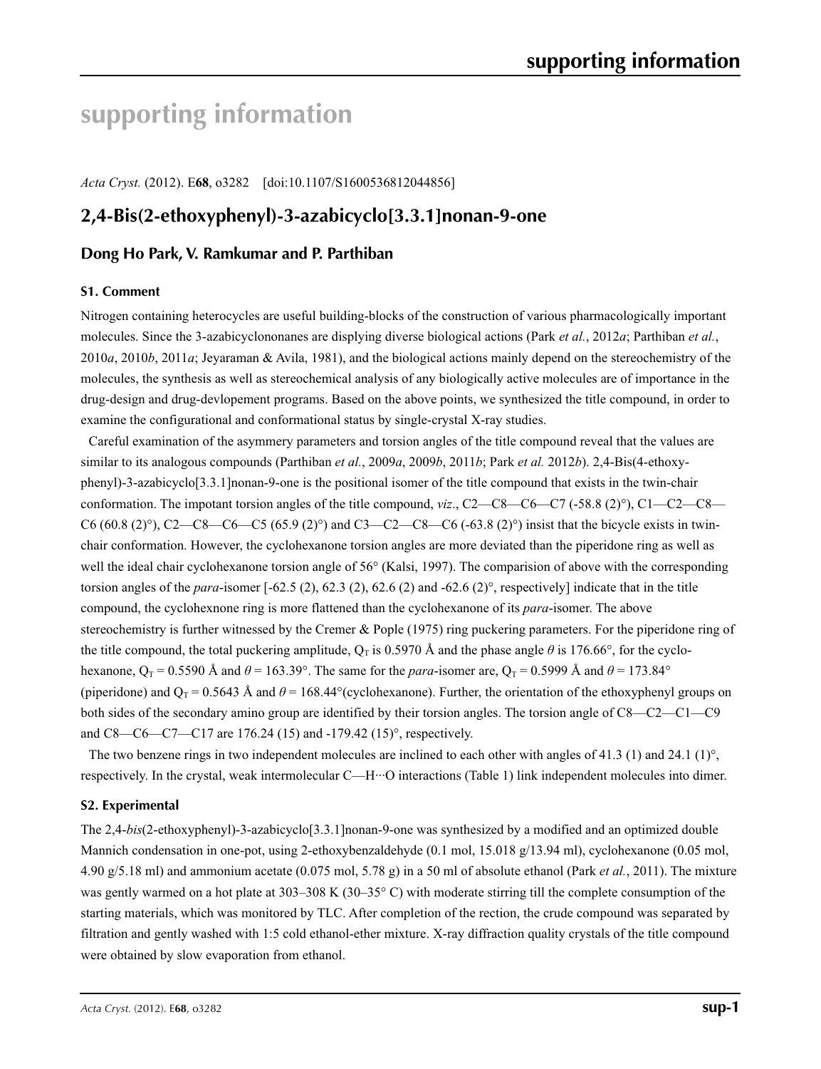# supporting information

*Acta Cryst.* (2012). E**68**, o3282    [doi:10.1107/S1600536812044856]

## 2,4-Bis(2-ethoxyphenyl)-3-azabicyclo[3.3.1]nonan-9-one

### Dong Ho Park, V. Ramkumar and P. Parthiban

#### S1. Comment

Nitrogen containing heterocycles are useful building-blocks of the construction of various pharmacologically important molecules. Since the 3-azabicyclononanes are displying diverse biological actions (Park *et al.*, 2012*a*; Parthiban *et al.*, 2010*a*, 2010*b*, 2011*a*; Jeyaraman & Avila, 1981), and the biological actions mainly depend on the stereochemistry of the molecules, the synthesis as well as stereochemical analysis of any biologically active molecules are of importance in the drug-design and drug-devlopement programs. Based on the above points, we synthesized the title compound, in order to examine the configurational and conformational status by single-crystal X-ray studies.

Careful examination of the asymmery parameters and torsion angles of the title compound reveal that the values are similar to its analogous compounds (Parthiban *et al.*, 2009*a*, 2009*b*, 2011*b*; Park *et al.* 2012*b*). 2,4-Bis(4-ethoxy-phenyl)-3-azabicyclo[3.3.1]nonan-9-one is the positional isomer of the title compound that exists in the twin-chair conformation. The impotant torsion angles of the title compound, *viz*., C2—C8—C6—C7 (-58.8 (2)°), C1—C2—C8—C6 (60.8 (2)°), C2—C8—C6—C5 (65.9 (2)°) and C3—C2—C8—C6 (-63.8 (2)°) insist that the bicycle exists in twin-chair conformation. However, the cyclohexanone torsion angles are more deviated than the piperidone ring as well as well the ideal chair cyclohexanone torsion angle of 56° (Kalsi, 1997). The comparision of above with the corresponding torsion angles of the *para*-isomer [-62.5 (2), 62.3 (2), 62.6 (2) and -62.6 (2)°, respectively] indicate that in the title compound, the cyclohexnone ring is more flattened than the cyclohexanone of its *para*-isomer. The above stereochemistry is further witnessed by the Cremer & Pople (1975) ring puckering parameters. For the piperidone ring of the title compound, the total puckering amplitude, $Q_T$ is 0.5970 Å and the phase angle $\theta$ is 176.66°, for the cyclo-hexanone, $Q_T$ = 0.5590 Å and $\theta$ = 163.39°. The same for the *para*-isomer are, $Q_T$ = 0.5999 Å and $\theta$ = 173.84° (piperidone) and $Q_T$ = 0.5643 Å and $\theta$ = 168.44°(cyclohexanone). Further, the orientation of the ethoxyphenyl groups on both sides of the secondary amino group are identified by their torsion angles. The torsion angle of C8—C2—C1—C9 and C8—C6—C7—C17 are 176.24 (15) and -179.42 (15)°, respectively.

The two benzene rings in two independent molecules are inclined to each other with angles of 41.3 (1) and 24.1 (1)°, respectively. In the crystal, weak intermolecular C—H···O interactions (Table 1) link independent molecules into dimer.

#### S2. Experimental

The 2,4-*bis*(2-ethoxyphenyl)-3-azabicyclo[3.3.1]nonan-9-one was synthesized by a modified and an optimized double Mannich condensation in one-pot, using 2-ethoxybenzaldehyde (0.1 mol, 15.018 g/13.94 ml), cyclohexanone (0.05 mol, 4.90 g/5.18 ml) and ammonium acetate (0.075 mol, 5.78 g) in a 50 ml of absolute ethanol (Park *et al.*, 2011). The mixture was gently warmed on a hot plate at 303–308 K (30–35° C) with moderate stirring till the complete consumption of the starting materials, which was monitored by TLC. After completion of the rection, the crude compound was separated by filtration and gently washed with 1:5 cold ethanol-ether mixture. X-ray diffraction quality crystals of the title compound were obtained by slow evaporation from ethanol.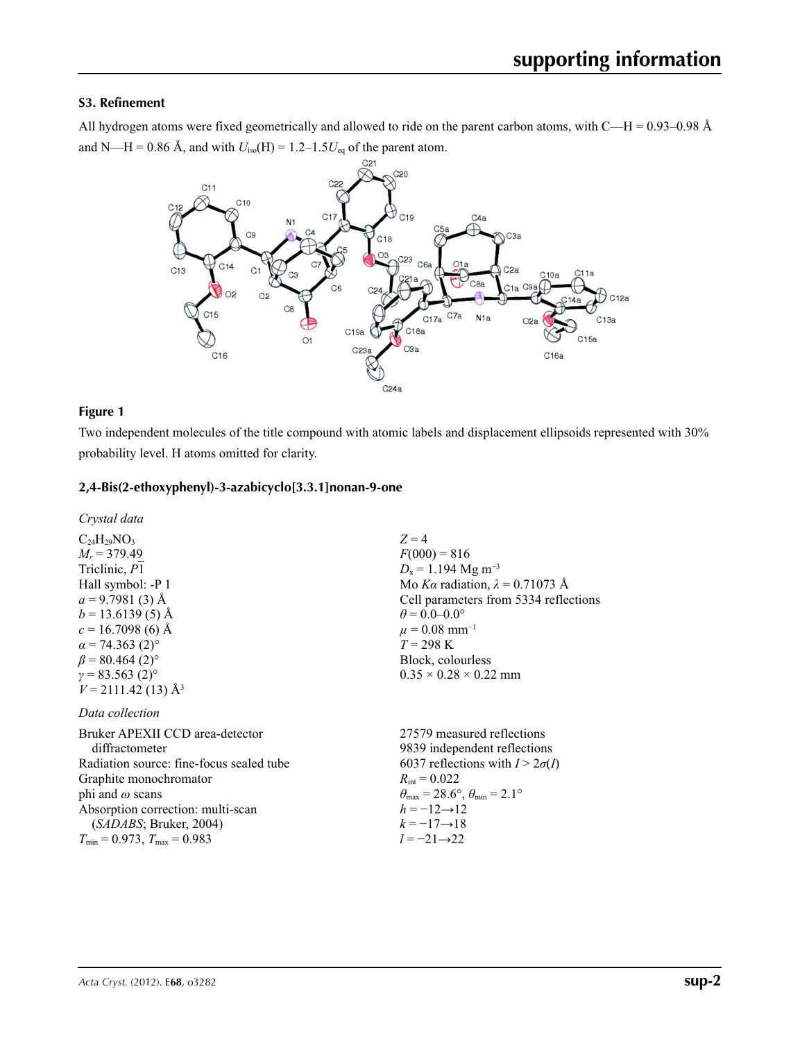## S3. Refinement

All hydrogen atoms were fixed geometrically and allowed to ride on the parent carbon atoms, with C—H = 0.93–0.98 Å and N—H = 0.86 Å, and with $U_{iso}(H) = 1.2–1.5U_{eq}$ of the parent atom.

## Figure 1

Two independent molecules of the title compound with atomic labels and displacement ellipsoids represented with 30% probability level. H atoms omitted for clarity.

## 2,4-Bis(2-ethoxyphenyl)-3-azabicyclo[3.3.1]nonan-9-one

*Crystal data*

$C_{24}H_{29}NO_3$
$M_r$ = 379.49
Triclinic, $P\overline{1}$
Hall symbol: -P 1
*a* = 9.7981 (3) Å
*b* = 13.6139 (5) Å
*c* = 16.7098 (6) Å
*α* = 74.363 (2)°
*β* = 80.464 (2)°
*γ* = 83.563 (2)°
*V* = 2111.42 (13) Å$^3$
*Z* = 4
*F*(000) = 816
$D_x$ = 1.194 Mg m$^{-3}$
Mo *Kα* radiation, *λ* = 0.71073 Å
Cell parameters from 5334 reflections
*θ* = 0.0–0.0°
*μ* = 0.08 mm$^{-1}$
*T* = 298 K
Block, colourless
0.35 × 0.28 × 0.22 mm

*Data collection*

Bruker APEXII CCD area-detector diffractometer
Radiation source: fine-focus sealed tube
Graphite monochromator
phi and *ω* scans
Absorption correction: multi-scan (*SADABS*; Bruker, 2004)
$T_{min}$ = 0.973, $T_{max}$ = 0.983
27579 measured reflections
9839 independent reflections
6037 reflections with *I* > 2*σ*(*I*)
$R_{int}$ = 0.022
$θ_{max}$ = 28.6°, $θ_{min}$ = 2.1°
*h* = −12→12
*k* = −17→18
*l* = −21→22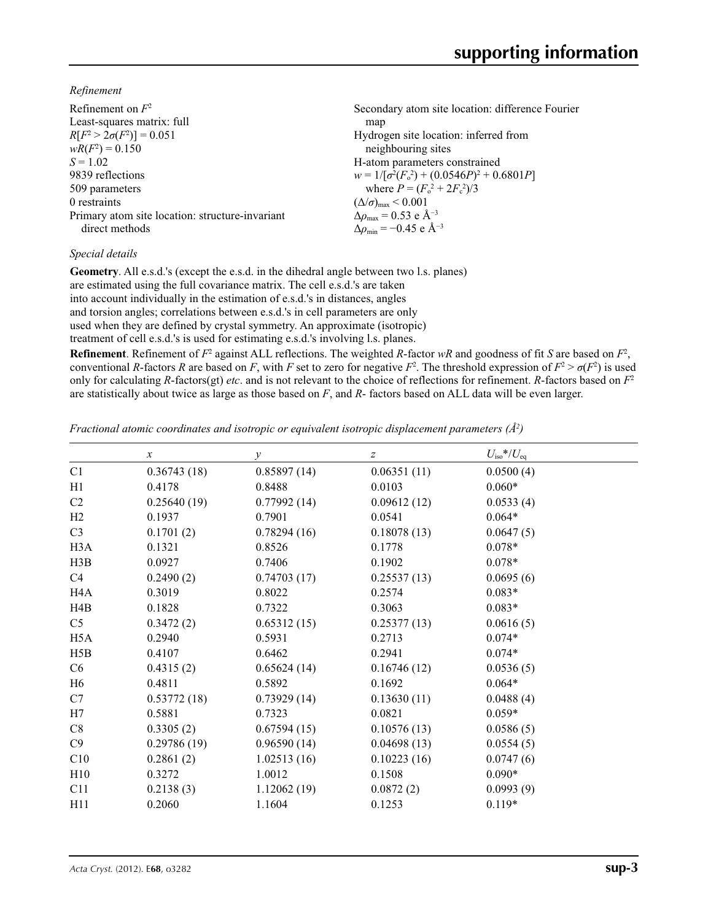*Refinement*

Refinement on $F^2$
Least-squares matrix: full
$R[F^2 > 2\sigma(F^2)] = 0.051$
$wR(F^2) = 0.150$
$S = 1.02$
9839 reflections
509 parameters
0 restraints
Primary atom site location: structure-invariant direct methods

Secondary atom site location: difference Fourier map
Hydrogen site location: inferred from neighbouring sites
H-atom parameters constrained
$w = 1/[\sigma^2(F_o^2) + (0.0546P)^2 + 0.6801P]$
where $P = (F_o^2 + 2F_c^2)/3$
$(\Delta/\sigma)_{max} < 0.001$
$\Delta\rho_{max} = 0.53$ e Å$^{-3}$
$\Delta\rho_{min} = -0.45$ e Å$^{-3}$

*Special details*

**Geometry**. All e.s.d.'s (except the e.s.d. in the dihedral angle between two l.s. planes) are estimated using the full covariance matrix. The cell e.s.d.'s are taken into account individually in the estimation of e.s.d.'s in distances, angles and torsion angles; correlations between e.s.d.'s in cell parameters are only used when they are defined by crystal symmetry. An approximate (isotropic) treatment of cell e.s.d.'s is used for estimating e.s.d.'s involving l.s. planes.

**Refinement**. Refinement of $F^2$ against ALL reflections. The weighted $R$-factor $wR$ and goodness of fit $S$ are based on $F^2$, conventional $R$-factors $R$ are based on $F$, with $F$ set to zero for negative $F^2$. The threshold expression of $F^2 > \sigma(F^2)$ is used only for calculating $R$-factors(gt) *etc*. and is not relevant to the choice of reflections for refinement. $R$-factors based on $F^2$ are statistically about twice as large as those based on $F$, and $R$- factors based on ALL data will be even larger.

*Fractional atomic coordinates and isotropic or equivalent isotropic displacement parameters (Å$^2$)*

| | $x$ | $y$ | $z$ | $U_{iso}$*/$U_{eq}$ |
|---|---|---|---|---|
| C1 | 0.36743 (18) | 0.85897 (14) | 0.06351 (11) | 0.0500 (4) |
| H1 | 0.4178 | 0.8488 | 0.0103 | 0.060* |
| C2 | 0.25640 (19) | 0.77992 (14) | 0.09612 (12) | 0.0533 (4) |
| H2 | 0.1937 | 0.7901 | 0.0541 | 0.064* |
| C3 | 0.1701 (2) | 0.78294 (16) | 0.18078 (13) | 0.0647 (5) |
| H3A | 0.1321 | 0.8526 | 0.1778 | 0.078* |
| H3B | 0.0927 | 0.7406 | 0.1902 | 0.078* |
| C4 | 0.2490 (2) | 0.74703 (17) | 0.25537 (13) | 0.0695 (6) |
| H4A | 0.3019 | 0.8022 | 0.2574 | 0.083* |
| H4B | 0.1828 | 0.7322 | 0.3063 | 0.083* |
| C5 | 0.3472 (2) | 0.65312 (15) | 0.25377 (13) | 0.0616 (5) |
| H5A | 0.2940 | 0.5931 | 0.2713 | 0.074* |
| H5B | 0.4107 | 0.6462 | 0.2941 | 0.074* |
| C6 | 0.4315 (2) | 0.65624 (14) | 0.16746 (12) | 0.0536 (5) |
| H6 | 0.4811 | 0.5892 | 0.1692 | 0.064* |
| C7 | 0.53772 (18) | 0.73929 (14) | 0.13630 (11) | 0.0488 (4) |
| H7 | 0.5881 | 0.7323 | 0.0821 | 0.059* |
| C8 | 0.3305 (2) | 0.67594 (15) | 0.10576 (13) | 0.0586 (5) |
| C9 | 0.29786 (19) | 0.96590 (14) | 0.04698 (13) | 0.0554 (5) |
| C10 | 0.2861 (2) | 1.02513 (16) | 0.10223 (16) | 0.0747 (6) |
| H10 | 0.3272 | 1.0012 | 0.1508 | 0.090* |
| C11 | 0.2138 (3) | 1.12062 (19) | 0.0872 (2) | 0.0993 (9) |
| H11 | 0.2060 | 1.1604 | 0.1253 | 0.119* |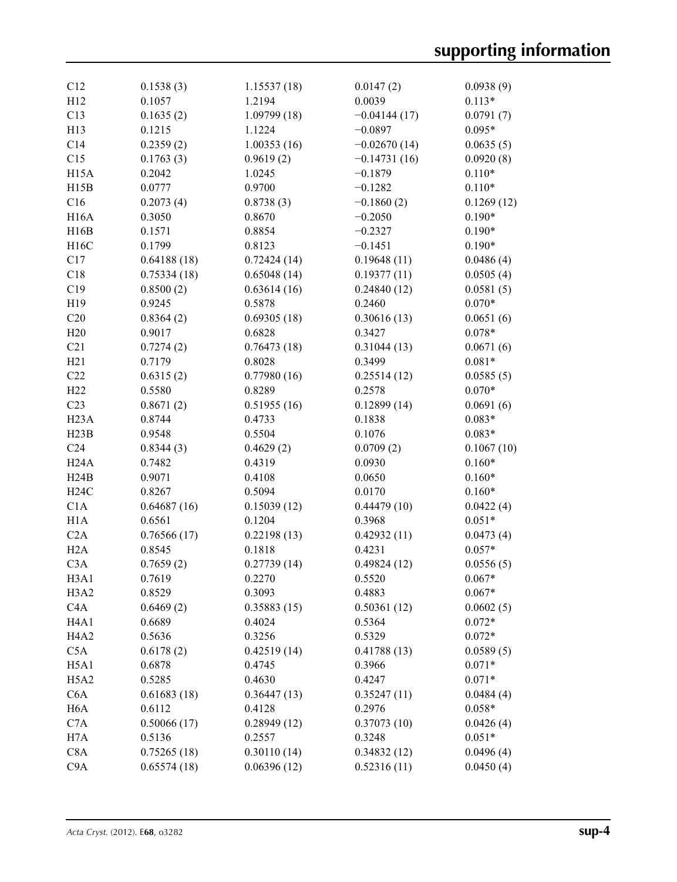| | | | | |
|---|---|---|---|---|
| C12 | 0.1538 (3) | 1.15537 (18) | 0.0147 (2) | 0.0938 (9) |
| H12 | 0.1057 | 1.2194 | 0.0039 | 0.113* |
| C13 | 0.1635 (2) | 1.09799 (18) | −0.04144 (17) | 0.0791 (7) |
| H13 | 0.1215 | 1.1224 | −0.0897 | 0.095* |
| C14 | 0.2359 (2) | 1.00353 (16) | −0.02670 (14) | 0.0635 (5) |
| C15 | 0.1763 (3) | 0.9619 (2) | −0.14731 (16) | 0.0920 (8) |
| H15A | 0.2042 | 1.0245 | −0.1879 | 0.110* |
| H15B | 0.0777 | 0.9700 | −0.1282 | 0.110* |
| C16 | 0.2073 (4) | 0.8738 (3) | −0.1860 (2) | 0.1269 (12) |
| H16A | 0.3050 | 0.8670 | −0.2050 | 0.190* |
| H16B | 0.1571 | 0.8854 | −0.2327 | 0.190* |
| H16C | 0.1799 | 0.8123 | −0.1451 | 0.190* |
| C17 | 0.64188 (18) | 0.72424 (14) | 0.19648 (11) | 0.0486 (4) |
| C18 | 0.75334 (18) | 0.65048 (14) | 0.19377 (11) | 0.0505 (4) |
| C19 | 0.8500 (2) | 0.63614 (16) | 0.24840 (12) | 0.0581 (5) |
| H19 | 0.9245 | 0.5878 | 0.2460 | 0.070* |
| C20 | 0.8364 (2) | 0.69305 (18) | 0.30616 (13) | 0.0651 (6) |
| H20 | 0.9017 | 0.6828 | 0.3427 | 0.078* |
| C21 | 0.7274 (2) | 0.76473 (18) | 0.31044 (13) | 0.0671 (6) |
| H21 | 0.7179 | 0.8028 | 0.3499 | 0.081* |
| C22 | 0.6315 (2) | 0.77980 (16) | 0.25514 (12) | 0.0585 (5) |
| H22 | 0.5580 | 0.8289 | 0.2578 | 0.070* |
| C23 | 0.8671 (2) | 0.51955 (16) | 0.12899 (14) | 0.0691 (6) |
| H23A | 0.8744 | 0.4733 | 0.1838 | 0.083* |
| H23B | 0.9548 | 0.5504 | 0.1076 | 0.083* |
| C24 | 0.8344 (3) | 0.4629 (2) | 0.0709 (2) | 0.1067 (10) |
| H24A | 0.7482 | 0.4319 | 0.0930 | 0.160* |
| H24B | 0.9071 | 0.4108 | 0.0650 | 0.160* |
| H24C | 0.8267 | 0.5094 | 0.0170 | 0.160* |
| C1A | 0.64687 (16) | 0.15039 (12) | 0.44479 (10) | 0.0422 (4) |
| H1A | 0.6561 | 0.1204 | 0.3968 | 0.051* |
| C2A | 0.76566 (17) | 0.22198 (13) | 0.42932 (11) | 0.0473 (4) |
| H2A | 0.8545 | 0.1818 | 0.4231 | 0.057* |
| C3A | 0.7659 (2) | 0.27739 (14) | 0.49824 (12) | 0.0556 (5) |
| H3A1 | 0.7619 | 0.2270 | 0.5520 | 0.067* |
| H3A2 | 0.8529 | 0.3093 | 0.4883 | 0.067* |
| C4A | 0.6469 (2) | 0.35883 (15) | 0.50361 (12) | 0.0602 (5) |
| H4A1 | 0.6689 | 0.4024 | 0.5364 | 0.072* |
| H4A2 | 0.5636 | 0.3256 | 0.5329 | 0.072* |
| C5A | 0.6178 (2) | 0.42519 (14) | 0.41788 (13) | 0.0589 (5) |
| H5A1 | 0.6878 | 0.4745 | 0.3966 | 0.071* |
| H5A2 | 0.5285 | 0.4630 | 0.4247 | 0.071* |
| C6A | 0.61683 (18) | 0.36447 (13) | 0.35247 (11) | 0.0484 (4) |
| H6A | 0.6112 | 0.4128 | 0.2976 | 0.058* |
| C7A | 0.50066 (17) | 0.28949 (12) | 0.37073 (10) | 0.0426 (4) |
| H7A | 0.5136 | 0.2557 | 0.3248 | 0.051* |
| C8A | 0.75265 (18) | 0.30110 (14) | 0.34832 (12) | 0.0496 (4) |
| C9A | 0.65574 (18) | 0.06396 (12) | 0.52316 (11) | 0.0450 (4) |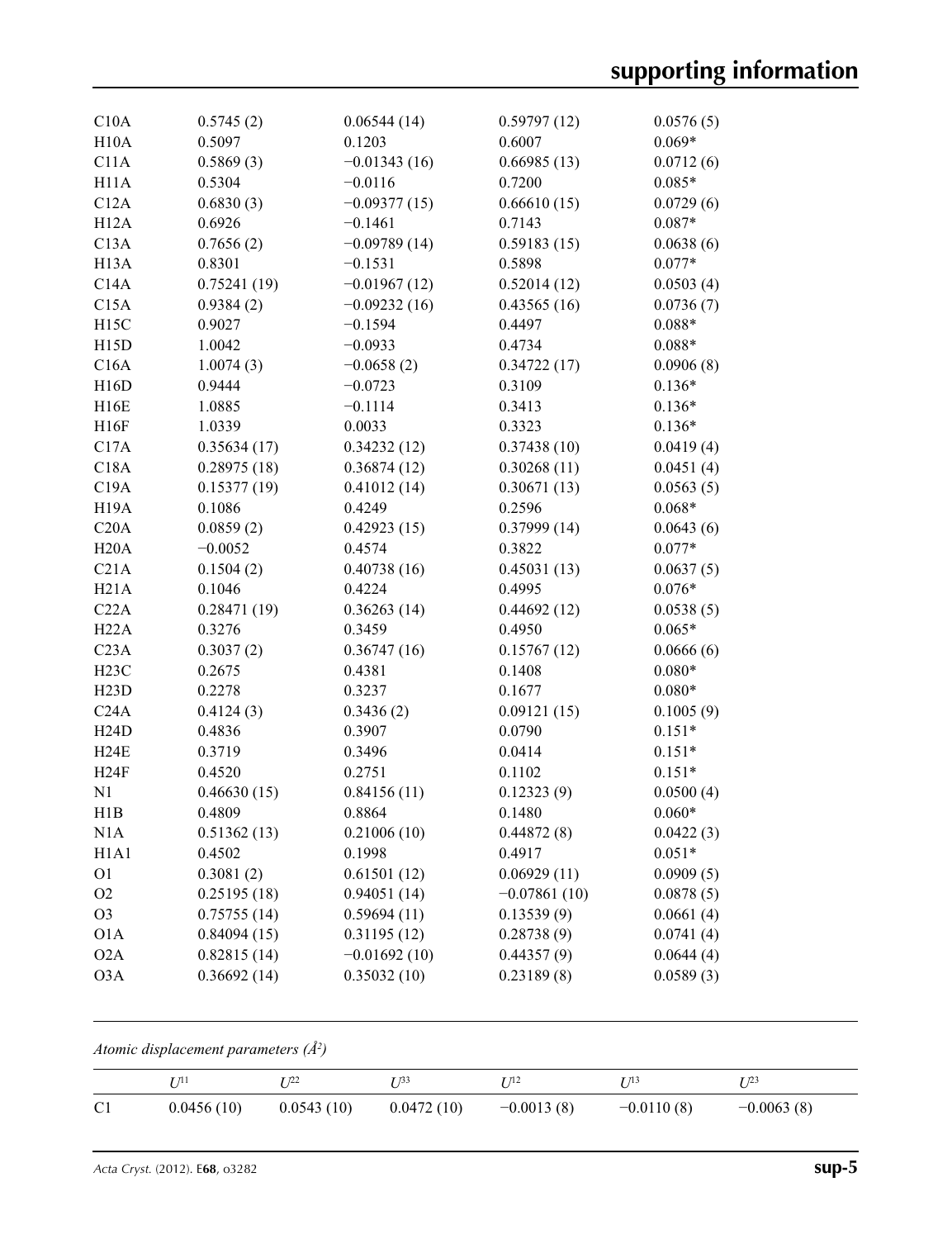| | | | | |
|---|---|---|---|---|
| C10A | 0.5745 (2) | 0.06544 (14) | 0.59797 (12) | 0.0576 (5) |
| H10A | 0.5097 | 0.1203 | 0.6007 | 0.069* |
| C11A | 0.5869 (3) | −0.01343 (16) | 0.66985 (13) | 0.0712 (6) |
| H11A | 0.5304 | −0.0116 | 0.7200 | 0.085* |
| C12A | 0.6830 (3) | −0.09377 (15) | 0.66610 (15) | 0.0729 (6) |
| H12A | 0.6926 | −0.1461 | 0.7143 | 0.087* |
| C13A | 0.7656 (2) | −0.09789 (14) | 0.59183 (15) | 0.0638 (6) |
| H13A | 0.8301 | −0.1531 | 0.5898 | 0.077* |
| C14A | 0.75241 (19) | −0.01967 (12) | 0.52014 (12) | 0.0503 (4) |
| C15A | 0.9384 (2) | −0.09232 (16) | 0.43565 (16) | 0.0736 (7) |
| H15C | 0.9027 | −0.1594 | 0.4497 | 0.088* |
| H15D | 1.0042 | −0.0933 | 0.4734 | 0.088* |
| C16A | 1.0074 (3) | −0.0658 (2) | 0.34722 (17) | 0.0906 (8) |
| H16D | 0.9444 | −0.0723 | 0.3109 | 0.136* |
| H16E | 1.0885 | −0.1114 | 0.3413 | 0.136* |
| H16F | 1.0339 | 0.0033 | 0.3323 | 0.136* |
| C17A | 0.35634 (17) | 0.34232 (12) | 0.37438 (10) | 0.0419 (4) |
| C18A | 0.28975 (18) | 0.36874 (12) | 0.30268 (11) | 0.0451 (4) |
| C19A | 0.15377 (19) | 0.41012 (14) | 0.30671 (13) | 0.0563 (5) |
| H19A | 0.1086 | 0.4249 | 0.2596 | 0.068* |
| C20A | 0.0859 (2) | 0.42923 (15) | 0.37999 (14) | 0.0643 (6) |
| H20A | −0.0052 | 0.4574 | 0.3822 | 0.077* |
| C21A | 0.1504 (2) | 0.40738 (16) | 0.45031 (13) | 0.0637 (5) |
| H21A | 0.1046 | 0.4224 | 0.4995 | 0.076* |
| C22A | 0.28471 (19) | 0.36263 (14) | 0.44692 (12) | 0.0538 (5) |
| H22A | 0.3276 | 0.3459 | 0.4950 | 0.065* |
| C23A | 0.3037 (2) | 0.36747 (16) | 0.15767 (12) | 0.0666 (6) |
| H23C | 0.2675 | 0.4381 | 0.1408 | 0.080* |
| H23D | 0.2278 | 0.3237 | 0.1677 | 0.080* |
| C24A | 0.4124 (3) | 0.3436 (2) | 0.09121 (15) | 0.1005 (9) |
| H24D | 0.4836 | 0.3907 | 0.0790 | 0.151* |
| H24E | 0.3719 | 0.3496 | 0.0414 | 0.151* |
| H24F | 0.4520 | 0.2751 | 0.1102 | 0.151* |
| N1 | 0.46630 (15) | 0.84156 (11) | 0.12323 (9) | 0.0500 (4) |
| H1B | 0.4809 | 0.8864 | 0.1480 | 0.060* |
| N1A | 0.51362 (13) | 0.21006 (10) | 0.44872 (8) | 0.0422 (3) |
| H1A1 | 0.4502 | 0.1998 | 0.4917 | 0.051* |
| O1 | 0.3081 (2) | 0.61501 (12) | 0.06929 (11) | 0.0909 (5) |
| O2 | 0.25195 (18) | 0.94051 (14) | −0.07861 (10) | 0.0878 (5) |
| O3 | 0.75755 (14) | 0.59694 (11) | 0.13539 (9) | 0.0661 (4) |
| O1A | 0.84094 (15) | 0.31195 (12) | 0.28738 (9) | 0.0741 (4) |
| O2A | 0.82815 (14) | −0.01692 (10) | 0.44357 (9) | 0.0644 (4) |
| O3A | 0.36692 (14) | 0.35032 (10) | 0.23189 (8) | 0.0589 (3) |

*Atomic displacement parameters (Å²)*

| | $U^{11}$ | $U^{22}$ | $U^{33}$ | $U^{12}$ | $U^{13}$ | $U^{23}$ |
|---|---|---|---|---|---|---|
| C1 | 0.0456 (10) | 0.0543 (10) | 0.0472 (10) | −0.0013 (8) | −0.0110 (8) | −0.0063 (8) |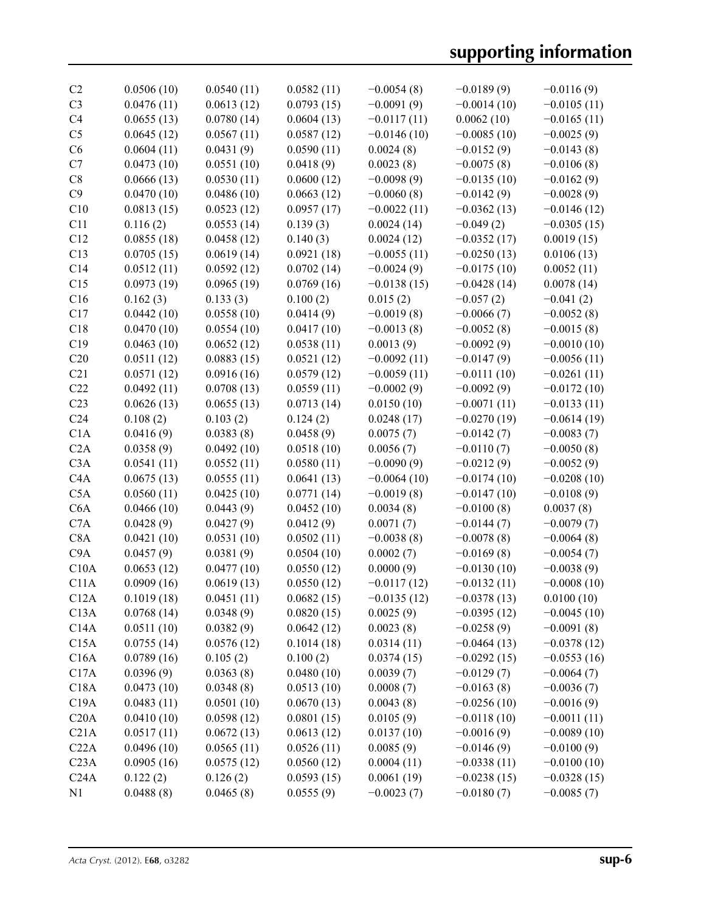|  |  |  |  |  |  |  |
|---|---|---|---|---|---|---|
| C2 | 0.0506 (10) | 0.0540 (11) | 0.0582 (11) | −0.0054 (8) | −0.0189 (9) | −0.0116 (9) |
| C3 | 0.0476 (11) | 0.0613 (12) | 0.0793 (15) | −0.0091 (9) | −0.0014 (10) | −0.0105 (11) |
| C4 | 0.0655 (13) | 0.0780 (14) | 0.0604 (13) | −0.0117 (11) | 0.0062 (10) | −0.0165 (11) |
| C5 | 0.0645 (12) | 0.0567 (11) | 0.0587 (12) | −0.0146 (10) | −0.0085 (10) | −0.0025 (9) |
| C6 | 0.0604 (11) | 0.0431 (9) | 0.0590 (11) | 0.0024 (8) | −0.0152 (9) | −0.0143 (8) |
| C7 | 0.0473 (10) | 0.0551 (10) | 0.0418 (9) | 0.0023 (8) | −0.0075 (8) | −0.0106 (8) |
| C8 | 0.0666 (13) | 0.0530 (11) | 0.0600 (12) | −0.0098 (9) | −0.0135 (10) | −0.0162 (9) |
| C9 | 0.0470 (10) | 0.0486 (10) | 0.0663 (12) | −0.0060 (8) | −0.0142 (9) | −0.0028 (9) |
| C10 | 0.0813 (15) | 0.0523 (12) | 0.0957 (17) | −0.0022 (11) | −0.0362 (13) | −0.0146 (12) |
| C11 | 0.116 (2) | 0.0553 (14) | 0.139 (3) | 0.0024 (14) | −0.049 (2) | −0.0305 (15) |
| C12 | 0.0855 (18) | 0.0458 (12) | 0.140 (3) | 0.0024 (12) | −0.0352 (17) | 0.0019 (15) |
| C13 | 0.0705 (15) | 0.0619 (14) | 0.0921 (18) | −0.0055 (11) | −0.0250 (13) | 0.0106 (13) |
| C14 | 0.0512 (11) | 0.0592 (12) | 0.0702 (14) | −0.0024 (9) | −0.0175 (10) | 0.0052 (11) |
| C15 | 0.0973 (19) | 0.0965 (19) | 0.0769 (16) | −0.0138 (15) | −0.0428 (14) | 0.0078 (14) |
| C16 | 0.162 (3) | 0.133 (3) | 0.100 (2) | 0.015 (2) | −0.057 (2) | −0.041 (2) |
| C17 | 0.0442 (10) | 0.0558 (10) | 0.0414 (9) | −0.0019 (8) | −0.0066 (7) | −0.0052 (8) |
| C18 | 0.0470 (10) | 0.0554 (10) | 0.0417 (10) | −0.0013 (8) | −0.0052 (8) | −0.0015 (8) |
| C19 | 0.0463 (10) | 0.0652 (12) | 0.0538 (11) | 0.0013 (9) | −0.0092 (9) | −0.0010 (10) |
| C20 | 0.0511 (12) | 0.0883 (15) | 0.0521 (12) | −0.0092 (11) | −0.0147 (9) | −0.0056 (11) |
| C21 | 0.0571 (12) | 0.0916 (16) | 0.0579 (12) | −0.0059 (11) | −0.0111 (10) | −0.0261 (11) |
| C22 | 0.0492 (11) | 0.0708 (13) | 0.0559 (11) | −0.0002 (9) | −0.0092 (9) | −0.0172 (10) |
| C23 | 0.0626 (13) | 0.0655 (13) | 0.0713 (14) | 0.0150 (10) | −0.0071 (11) | −0.0133 (11) |
| C24 | 0.108 (2) | 0.103 (2) | 0.124 (2) | 0.0248 (17) | −0.0270 (19) | −0.0614 (19) |
| C1A | 0.0416 (9) | 0.0383 (8) | 0.0458 (9) | 0.0075 (7) | −0.0142 (7) | −0.0083 (7) |
| C2A | 0.0358 (9) | 0.0492 (10) | 0.0518 (10) | 0.0056 (7) | −0.0110 (7) | −0.0050 (8) |
| C3A | 0.0541 (11) | 0.0552 (11) | 0.0580 (11) | −0.0090 (9) | −0.0212 (9) | −0.0052 (9) |
| C4A | 0.0675 (13) | 0.0555 (11) | 0.0641 (13) | −0.0064 (10) | −0.0174 (10) | −0.0208 (10) |
| C5A | 0.0560 (11) | 0.0425 (10) | 0.0771 (14) | −0.0019 (8) | −0.0147 (10) | −0.0108 (9) |
| C6A | 0.0466 (10) | 0.0443 (9) | 0.0452 (10) | 0.0034 (8) | −0.0100 (8) | 0.0037 (8) |
| C7A | 0.0428 (9) | 0.0427 (9) | 0.0412 (9) | 0.0071 (7) | −0.0144 (7) | −0.0079 (7) |
| C8A | 0.0421 (10) | 0.0531 (10) | 0.0502 (11) | −0.0038 (8) | −0.0078 (8) | −0.0064 (8) |
| C9A | 0.0457 (9) | 0.0381 (9) | 0.0504 (10) | 0.0002 (7) | −0.0169 (8) | −0.0054 (7) |
| C10A | 0.0653 (12) | 0.0477 (10) | 0.0550 (12) | 0.0000 (9) | −0.0130 (10) | −0.0038 (9) |
| C11A | 0.0909 (16) | 0.0619 (13) | 0.0550 (12) | −0.0117 (12) | −0.0132 (11) | −0.0008 (10) |
| C12A | 0.1019 (18) | 0.0451 (11) | 0.0682 (15) | −0.0135 (12) | −0.0378 (13) | 0.0100 (10) |
| C13A | 0.0768 (14) | 0.0348 (9) | 0.0820 (15) | 0.0025 (9) | −0.0395 (12) | −0.0045 (10) |
| C14A | 0.0511 (10) | 0.0382 (9) | 0.0642 (12) | 0.0023 (8) | −0.0258 (9) | −0.0091 (8) |
| C15A | 0.0755 (14) | 0.0576 (12) | 0.1014 (18) | 0.0314 (11) | −0.0464 (13) | −0.0378 (12) |
| C16A | 0.0789 (16) | 0.105 (2) | 0.100 (2) | 0.0374 (15) | −0.0292 (15) | −0.0553 (16) |
| C17A | 0.0396 (9) | 0.0363 (8) | 0.0480 (10) | 0.0039 (7) | −0.0129 (7) | −0.0064 (7) |
| C18A | 0.0473 (10) | 0.0348 (8) | 0.0513 (10) | 0.0008 (7) | −0.0163 (8) | −0.0036 (7) |
| C19A | 0.0483 (11) | 0.0501 (10) | 0.0670 (13) | 0.0043 (8) | −0.0256 (10) | −0.0016 (9) |
| C20A | 0.0410 (10) | 0.0598 (12) | 0.0801 (15) | 0.0105 (9) | −0.0118 (10) | −0.0011 (11) |
| C21A | 0.0517 (11) | 0.0672 (13) | 0.0613 (12) | 0.0137 (10) | −0.0016 (9) | −0.0089 (10) |
| C22A | 0.0496 (10) | 0.0565 (11) | 0.0526 (11) | 0.0085 (9) | −0.0146 (9) | −0.0100 (9) |
| C23A | 0.0905 (16) | 0.0575 (12) | 0.0560 (12) | 0.0004 (11) | −0.0338 (11) | −0.0100 (10) |
| C24A | 0.122 (2) | 0.126 (2) | 0.0593 (15) | 0.0061 (19) | −0.0238 (15) | −0.0328 (15) |
| N1 | 0.0488 (8) | 0.0465 (8) | 0.0555 (9) | −0.0023 (7) | −0.0180 (7) | −0.0085 (7) |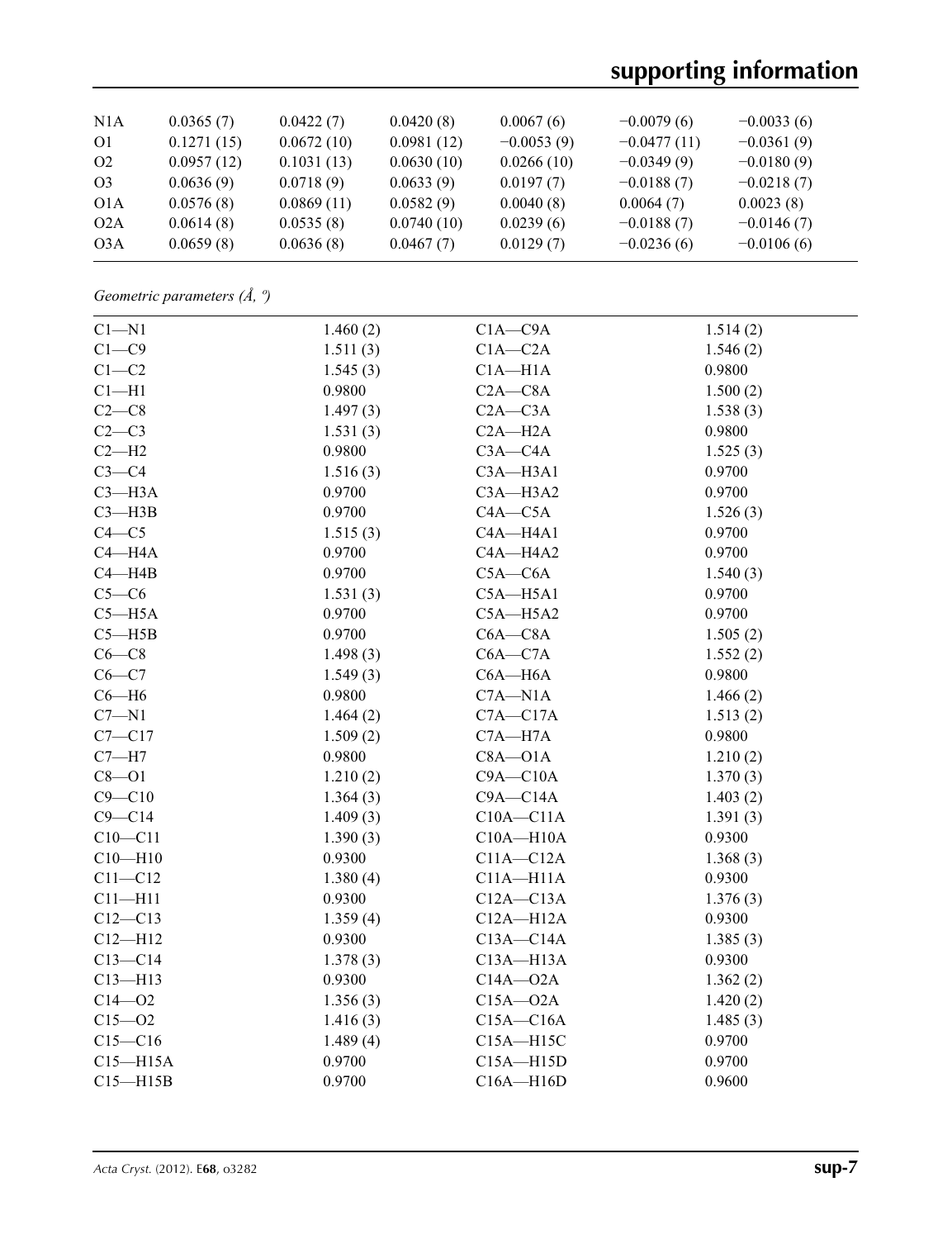| N1A | 0.0365 (7) | 0.0422 (7) | 0.0420 (8) | 0.0067 (6) | −0.0079 (6) | −0.0033 (6) |
|---|---|---|---|---|---|---|
| O1 | 0.1271 (15) | 0.0672 (10) | 0.0981 (12) | −0.0053 (9) | −0.0477 (11) | −0.0361 (9) |
| O2 | 0.0957 (12) | 0.1031 (13) | 0.0630 (10) | 0.0266 (10) | −0.0349 (9) | −0.0180 (9) |
| O3 | 0.0636 (9) | 0.0718 (9) | 0.0633 (9) | 0.0197 (7) | −0.0188 (7) | −0.0218 (7) |
| O1A | 0.0576 (8) | 0.0869 (11) | 0.0582 (9) | 0.0040 (8) | 0.0064 (7) | 0.0023 (8) |
| O2A | 0.0614 (8) | 0.0535 (8) | 0.0740 (10) | 0.0239 (6) | −0.0188 (7) | −0.0146 (7) |
| O3A | 0.0659 (8) | 0.0636 (8) | 0.0467 (7) | 0.0129 (7) | −0.0236 (6) | −0.0106 (6) |

*Geometric parameters (Å, º)*

| | | | |
|---|---|---|---|
| C1—N1 | 1.460 (2) | C1A—C9A | 1.514 (2) |
| C1—C9 | 1.511 (3) | C1A—C2A | 1.546 (2) |
| C1—C2 | 1.545 (3) | C1A—H1A | 0.9800 |
| C1—H1 | 0.9800 | C2A—C8A | 1.500 (2) |
| C2—C8 | 1.497 (3) | C2A—C3A | 1.538 (3) |
| C2—C3 | 1.531 (3) | C2A—H2A | 0.9800 |
| C2—H2 | 0.9800 | C3A—C4A | 1.525 (3) |
| C3—C4 | 1.516 (3) | C3A—H3A1 | 0.9700 |
| C3—H3A | 0.9700 | C3A—H3A2 | 0.9700 |
| C3—H3B | 0.9700 | C4A—C5A | 1.526 (3) |
| C4—C5 | 1.515 (3) | C4A—H4A1 | 0.9700 |
| C4—H4A | 0.9700 | C4A—H4A2 | 0.9700 |
| C4—H4B | 0.9700 | C5A—C6A | 1.540 (3) |
| C5—C6 | 1.531 (3) | C5A—H5A1 | 0.9700 |
| C5—H5A | 0.9700 | C5A—H5A2 | 0.9700 |
| C5—H5B | 0.9700 | C6A—C8A | 1.505 (2) |
| C6—C8 | 1.498 (3) | C6A—C7A | 1.552 (2) |
| C6—C7 | 1.549 (3) | C6A—H6A | 0.9800 |
| C6—H6 | 0.9800 | C7A—N1A | 1.466 (2) |
| C7—N1 | 1.464 (2) | C7A—C17A | 1.513 (2) |
| C7—C17 | 1.509 (2) | C7A—H7A | 0.9800 |
| C7—H7 | 0.9800 | C8A—O1A | 1.210 (2) |
| C8—O1 | 1.210 (2) | C9A—C10A | 1.370 (3) |
| C9—C10 | 1.364 (3) | C9A—C14A | 1.403 (2) |
| C9—C14 | 1.409 (3) | C10A—C11A | 1.391 (3) |
| C10—C11 | 1.390 (3) | C10A—H10A | 0.9300 |
| C10—H10 | 0.9300 | C11A—C12A | 1.368 (3) |
| C11—C12 | 1.380 (4) | C11A—H11A | 0.9300 |
| C11—H11 | 0.9300 | C12A—C13A | 1.376 (3) |
| C12—C13 | 1.359 (4) | C12A—H12A | 0.9300 |
| C12—H12 | 0.9300 | C13A—C14A | 1.385 (3) |
| C13—C14 | 1.378 (3) | C13A—H13A | 0.9300 |
| C13—H13 | 0.9300 | C14A—O2A | 1.362 (2) |
| C14—O2 | 1.356 (3) | C15A—O2A | 1.420 (2) |
| C15—O2 | 1.416 (3) | C15A—C16A | 1.485 (3) |
| C15—C16 | 1.489 (4) | C15A—H15C | 0.9700 |
| C15—H15A | 0.9700 | C15A—H15D | 0.9700 |
| C15—H15B | 0.9700 | C16A—H16D | 0.9600 |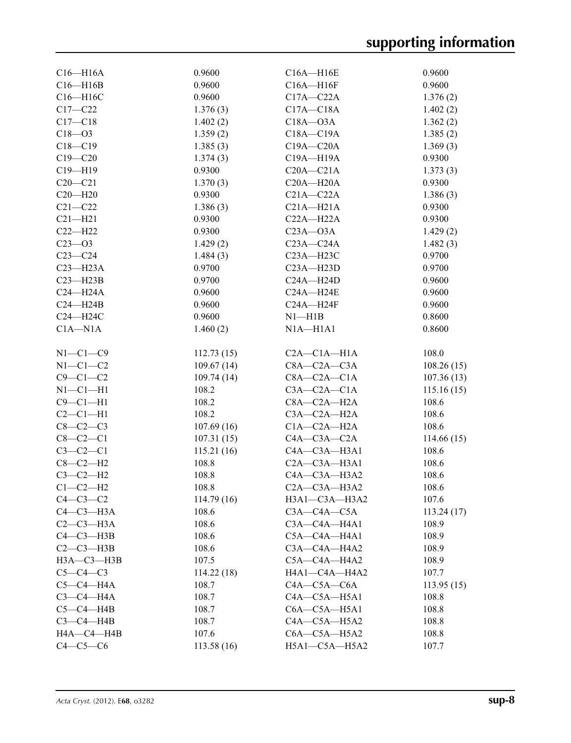| | | | |
|---|---|---|---|
| C16—H16A | 0.9600 | C16A—H16E | 0.9600 |
| C16—H16B | 0.9600 | C16A—H16F | 0.9600 |
| C16—H16C | 0.9600 | C17A—C22A | 1.376 (2) |
| C17—C22 | 1.376 (3) | C17A—C18A | 1.402 (2) |
| C17—C18 | 1.402 (2) | C18A—O3A | 1.362 (2) |
| C18—O3 | 1.359 (2) | C18A—C19A | 1.385 (2) |
| C18—C19 | 1.385 (3) | C19A—C20A | 1.369 (3) |
| C19—C20 | 1.374 (3) | C19A—H19A | 0.9300 |
| C19—H19 | 0.9300 | C20A—C21A | 1.373 (3) |
| C20—C21 | 1.370 (3) | C20A—H20A | 0.9300 |
| C20—H20 | 0.9300 | C21A—C22A | 1.386 (3) |
| C21—C22 | 1.386 (3) | C21A—H21A | 0.9300 |
| C21—H21 | 0.9300 | C22A—H22A | 0.9300 |
| C22—H22 | 0.9300 | C23A—O3A | 1.429 (2) |
| C23—O3 | 1.429 (2) | C23A—C24A | 1.482 (3) |
| C23—C24 | 1.484 (3) | C23A—H23C | 0.9700 |
| C23—H23A | 0.9700 | C23A—H23D | 0.9700 |
| C23—H23B | 0.9700 | C24A—H24D | 0.9600 |
| C24—H24A | 0.9600 | C24A—H24E | 0.9600 |
| C24—H24B | 0.9600 | C24A—H24F | 0.9600 |
| C24—H24C | 0.9600 | N1—H1B | 0.8600 |
| C1A—N1A | 1.460 (2) | N1A—H1A1 | 0.8600 |
| | | | |
| N1—C1—C9 | 112.73 (15) | C2A—C1A—H1A | 108.0 |
| N1—C1—C2 | 109.67 (14) | C8A—C2A—C3A | 108.26 (15) |
| C9—C1—C2 | 109.74 (14) | C8A—C2A—C1A | 107.36 (13) |
| N1—C1—H1 | 108.2 | C3A—C2A—C1A | 115.16 (15) |
| C9—C1—H1 | 108.2 | C8A—C2A—H2A | 108.6 |
| C2—C1—H1 | 108.2 | C3A—C2A—H2A | 108.6 |
| C8—C2—C3 | 107.69 (16) | C1A—C2A—H2A | 108.6 |
| C8—C2—C1 | 107.31 (15) | C4A—C3A—C2A | 114.66 (15) |
| C3—C2—C1 | 115.21 (16) | C4A—C3A—H3A1 | 108.6 |
| C8—C2—H2 | 108.8 | C2A—C3A—H3A1 | 108.6 |
| C3—C2—H2 | 108.8 | C4A—C3A—H3A2 | 108.6 |
| C1—C2—H2 | 108.8 | C2A—C3A—H3A2 | 108.6 |
| C4—C3—C2 | 114.79 (16) | H3A1—C3A—H3A2 | 107.6 |
| C4—C3—H3A | 108.6 | C3A—C4A—C5A | 113.24 (17) |
| C2—C3—H3A | 108.6 | C3A—C4A—H4A1 | 108.9 |
| C4—C3—H3B | 108.6 | C5A—C4A—H4A1 | 108.9 |
| C2—C3—H3B | 108.6 | C3A—C4A—H4A2 | 108.9 |
| H3A—C3—H3B | 107.5 | C5A—C4A—H4A2 | 108.9 |
| C5—C4—C3 | 114.22 (18) | H4A1—C4A—H4A2 | 107.7 |
| C5—C4—H4A | 108.7 | C4A—C5A—C6A | 113.95 (15) |
| C3—C4—H4A | 108.7 | C4A—C5A—H5A1 | 108.8 |
| C5—C4—H4B | 108.7 | C6A—C5A—H5A1 | 108.8 |
| C3—C4—H4B | 108.7 | C4A—C5A—H5A2 | 108.8 |
| H4A—C4—H4B | 107.6 | C6A—C5A—H5A2 | 108.8 |
| C4—C5—C6 | 113.58 (16) | H5A1—C5A—H5A2 | 107.7 |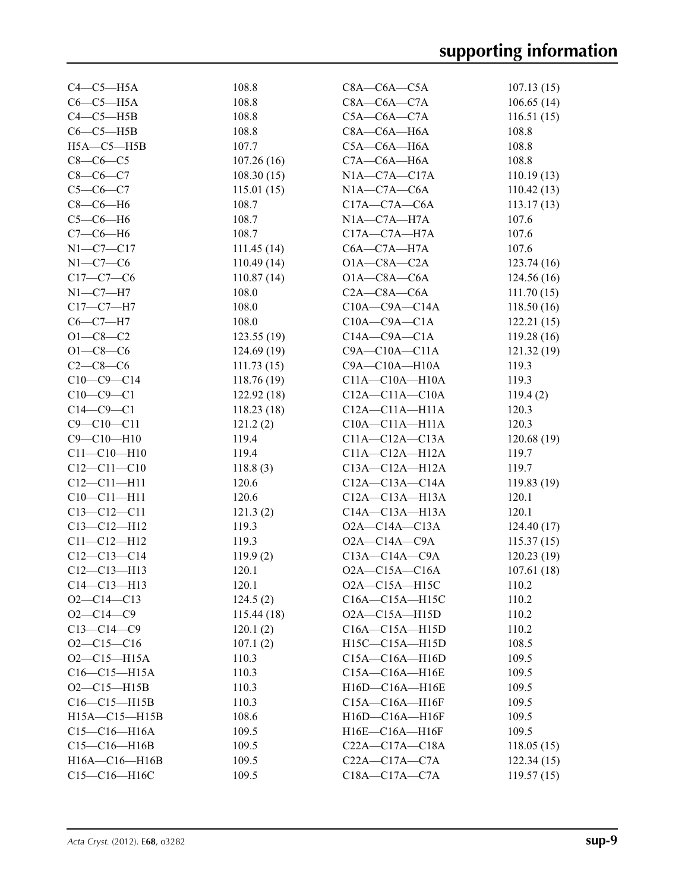| | | | |
|---|---|---|---|
| C4—C5—H5A | 108.8 | C8A—C6A—C5A | 107.13 (15) |
| C6—C5—H5A | 108.8 | C8A—C6A—C7A | 106.65 (14) |
| C4—C5—H5B | 108.8 | C5A—C6A—C7A | 116.51 (15) |
| C6—C5—H5B | 108.8 | C8A—C6A—H6A | 108.8 |
| H5A—C5—H5B | 107.7 | C5A—C6A—H6A | 108.8 |
| C8—C6—C5 | 107.26 (16) | C7A—C6A—H6A | 108.8 |
| C8—C6—C7 | 108.30 (15) | N1A—C7A—C17A | 110.19 (13) |
| C5—C6—C7 | 115.01 (15) | N1A—C7A—C6A | 110.42 (13) |
| C8—C6—H6 | 108.7 | C17A—C7A—C6A | 113.17 (13) |
| C5—C6—H6 | 108.7 | N1A—C7A—H7A | 107.6 |
| C7—C6—H6 | 108.7 | C17A—C7A—H7A | 107.6 |
| N1—C7—C17 | 111.45 (14) | C6A—C7A—H7A | 107.6 |
| N1—C7—C6 | 110.49 (14) | O1A—C8A—C2A | 123.74 (16) |
| C17—C7—C6 | 110.87 (14) | O1A—C8A—C6A | 124.56 (16) |
| N1—C7—H7 | 108.0 | C2A—C8A—C6A | 111.70 (15) |
| C17—C7—H7 | 108.0 | C10A—C9A—C14A | 118.50 (16) |
| C6—C7—H7 | 108.0 | C10A—C9A—C1A | 122.21 (15) |
| O1—C8—C2 | 123.55 (19) | C14A—C9A—C1A | 119.28 (16) |
| O1—C8—C6 | 124.69 (19) | C9A—C10A—C11A | 121.32 (19) |
| C2—C8—C6 | 111.73 (15) | C9A—C10A—H10A | 119.3 |
| C10—C9—C14 | 118.76 (19) | C11A—C10A—H10A | 119.3 |
| C10—C9—C1 | 122.92 (18) | C12A—C11A—C10A | 119.4 (2) |
| C14—C9—C1 | 118.23 (18) | C12A—C11A—H11A | 120.3 |
| C9—C10—C11 | 121.2 (2) | C10A—C11A—H11A | 120.3 |
| C9—C10—H10 | 119.4 | C11A—C12A—C13A | 120.68 (19) |
| C11—C10—H10 | 119.4 | C11A—C12A—H12A | 119.7 |
| C12—C11—C10 | 118.8 (3) | C13A—C12A—H12A | 119.7 |
| C12—C11—H11 | 120.6 | C12A—C13A—C14A | 119.83 (19) |
| C10—C11—H11 | 120.6 | C12A—C13A—H13A | 120.1 |
| C13—C12—C11 | 121.3 (2) | C14A—C13A—H13A | 120.1 |
| C13—C12—H12 | 119.3 | O2A—C14A—C13A | 124.40 (17) |
| C11—C12—H12 | 119.3 | O2A—C14A—C9A | 115.37 (15) |
| C12—C13—C14 | 119.9 (2) | C13A—C14A—C9A | 120.23 (19) |
| C12—C13—H13 | 120.1 | O2A—C15A—C16A | 107.61 (18) |
| C14—C13—H13 | 120.1 | O2A—C15A—H15C | 110.2 |
| O2—C14—C13 | 124.5 (2) | C16A—C15A—H15C | 110.2 |
| O2—C14—C9 | 115.44 (18) | O2A—C15A—H15D | 110.2 |
| C13—C14—C9 | 120.1 (2) | C16A—C15A—H15D | 110.2 |
| O2—C15—C16 | 107.1 (2) | H15C—C15A—H15D | 108.5 |
| O2—C15—H15A | 110.3 | C15A—C16A—H16D | 109.5 |
| C16—C15—H15A | 110.3 | C15A—C16A—H16E | 109.5 |
| O2—C15—H15B | 110.3 | H16D—C16A—H16E | 109.5 |
| C16—C15—H15B | 110.3 | C15A—C16A—H16F | 109.5 |
| H15A—C15—H15B | 108.6 | H16D—C16A—H16F | 109.5 |
| C15—C16—H16A | 109.5 | H16E—C16A—H16F | 109.5 |
| C15—C16—H16B | 109.5 | C22A—C17A—C18A | 118.05 (15) |
| H16A—C16—H16B | 109.5 | C22A—C17A—C7A | 122.34 (15) |
| C15—C16—H16C | 109.5 | C18A—C17A—C7A | 119.57 (15) |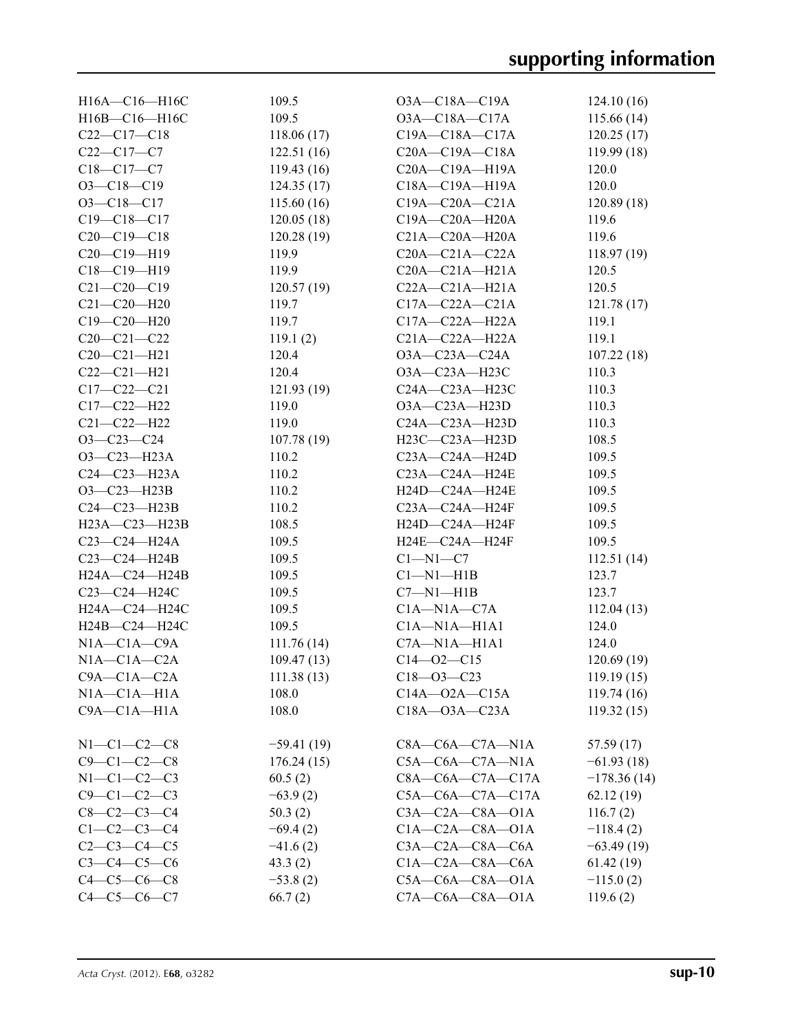| | | | |
|---|---|---|---|
| H16A—C16—H16C | 109.5 | O3A—C18A—C19A | 124.10 (16) |
| H16B—C16—H16C | 109.5 | O3A—C18A—C17A | 115.66 (14) |
| C22—C17—C18 | 118.06 (17) | C19A—C18A—C17A | 120.25 (17) |
| C22—C17—C7 | 122.51 (16) | C20A—C19A—C18A | 119.99 (18) |
| C18—C17—C7 | 119.43 (16) | C20A—C19A—H19A | 120.0 |
| O3—C18—C19 | 124.35 (17) | C18A—C19A—H19A | 120.0 |
| O3—C18—C17 | 115.60 (16) | C19A—C20A—C21A | 120.89 (18) |
| C19—C18—C17 | 120.05 (18) | C19A—C20A—H20A | 119.6 |
| C20—C19—C18 | 120.28 (19) | C21A—C20A—H20A | 119.6 |
| C20—C19—H19 | 119.9 | C20A—C21A—C22A | 118.97 (19) |
| C18—C19—H19 | 119.9 | C20A—C21A—H21A | 120.5 |
| C21—C20—C19 | 120.57 (19) | C22A—C21A—H21A | 120.5 |
| C21—C20—H20 | 119.7 | C17A—C22A—C21A | 121.78 (17) |
| C19—C20—H20 | 119.7 | C17A—C22A—H22A | 119.1 |
| C20—C21—C22 | 119.1 (2) | C21A—C22A—H22A | 119.1 |
| C20—C21—H21 | 120.4 | O3A—C23A—C24A | 107.22 (18) |
| C22—C21—H21 | 120.4 | O3A—C23A—H23C | 110.3 |
| C17—C22—C21 | 121.93 (19) | C24A—C23A—H23C | 110.3 |
| C17—C22—H22 | 119.0 | O3A—C23A—H23D | 110.3 |
| C21—C22—H22 | 119.0 | C24A—C23A—H23D | 110.3 |
| O3—C23—C24 | 107.78 (19) | H23C—C23A—H23D | 108.5 |
| O3—C23—H23A | 110.2 | C23A—C24A—H24D | 109.5 |
| C24—C23—H23A | 110.2 | C23A—C24A—H24E | 109.5 |
| O3—C23—H23B | 110.2 | H24D—C24A—H24E | 109.5 |
| C24—C23—H23B | 110.2 | C23A—C24A—H24F | 109.5 |
| H23A—C23—H23B | 108.5 | H24D—C24A—H24F | 109.5 |
| C23—C24—H24A | 109.5 | H24E—C24A—H24F | 109.5 |
| C23—C24—H24B | 109.5 | C1—N1—C7 | 112.51 (14) |
| H24A—C24—H24B | 109.5 | C1—N1—H1B | 123.7 |
| C23—C24—H24C | 109.5 | C7—N1—H1B | 123.7 |
| H24A—C24—H24C | 109.5 | C1A—N1A—C7A | 112.04 (13) |
| H24B—C24—H24C | 109.5 | C1A—N1A—H1A1 | 124.0 |
| N1A—C1A—C9A | 111.76 (14) | C7A—N1A—H1A1 | 124.0 |
| N1A—C1A—C2A | 109.47 (13) | C14—O2—C15 | 120.69 (19) |
| C9A—C1A—C2A | 111.38 (13) | C18—O3—C23 | 119.19 (15) |
| N1A—C1A—H1A | 108.0 | C14A—O2A—C15A | 119.74 (16) |
| C9A—C1A—H1A | 108.0 | C18A—O3A—C23A | 119.32 (15) |

| | | | |
|---|---|---|---|
| N1—C1—C2—C8 | −59.41 (19) | C8A—C6A—C7A—N1A | 57.59 (17) |
| C9—C1—C2—C8 | 176.24 (15) | C5A—C6A—C7A—N1A | −61.93 (18) |
| N1—C1—C2—C3 | 60.5 (2) | C8A—C6A—C7A—C17A | −178.36 (14) |
| C9—C1—C2—C3 | −63.9 (2) | C5A—C6A—C7A—C17A | 62.12 (19) |
| C8—C2—C3—C4 | 50.3 (2) | C3A—C2A—C8A—O1A | 116.7 (2) |
| C1—C2—C3—C4 | −69.4 (2) | C1A—C2A—C8A—O1A | −118.4 (2) |
| C2—C3—C4—C5 | −41.6 (2) | C3A—C2A—C8A—C6A | −63.49 (19) |
| C3—C4—C5—C6 | 43.3 (2) | C1A—C2A—C8A—C6A | 61.42 (19) |
| C4—C5—C6—C8 | −53.8 (2) | C5A—C6A—C8A—O1A | −115.0 (2) |
| C4—C5—C6—C7 | 66.7 (2) | C7A—C6A—C8A—O1A | 119.6 (2) |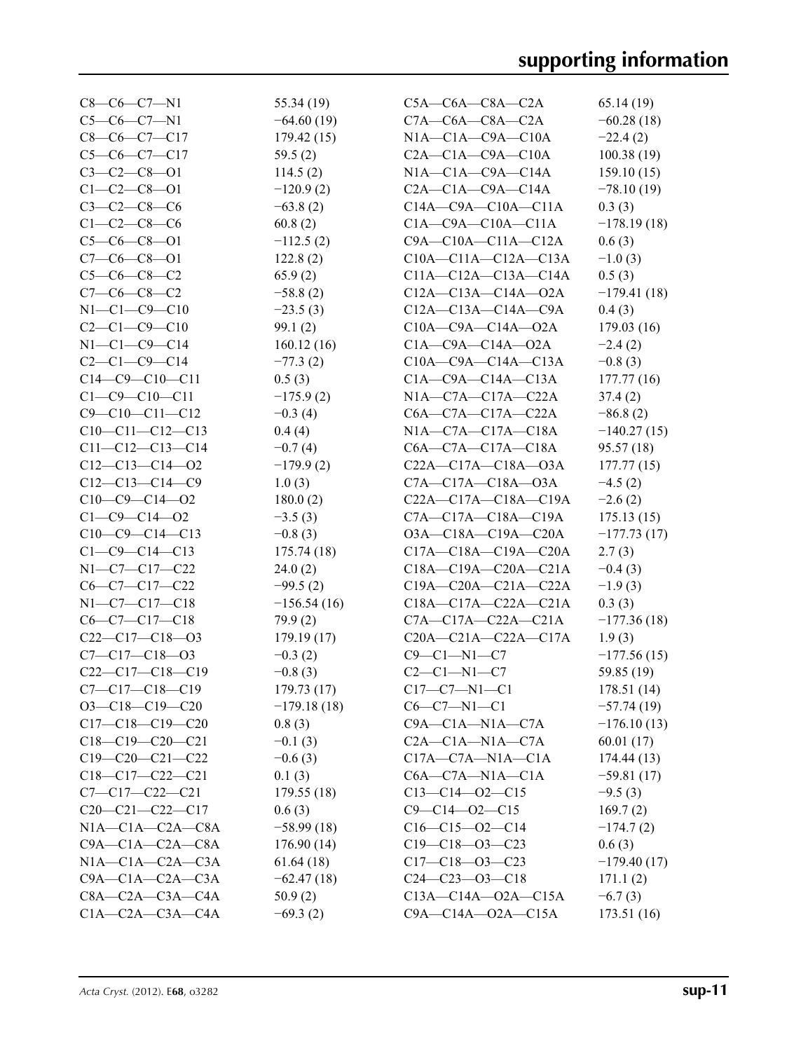| | | | |
|---|---|---|---|
| C8—C6—C7—N1 | 55.34 (19) | C5A—C6A—C8A—C2A | 65.14 (19) |
| C5—C6—C7—N1 | −64.60 (19) | C7A—C6A—C8A—C2A | −60.28 (18) |
| C8—C6—C7—C17 | 179.42 (15) | N1A—C1A—C9A—C10A | −22.4 (2) |
| C5—C6—C7—C17 | 59.5 (2) | C2A—C1A—C9A—C10A | 100.38 (19) |
| C3—C2—C8—O1 | 114.5 (2) | N1A—C1A—C9A—C14A | 159.10 (15) |
| C1—C2—C8—O1 | −120.9 (2) | C2A—C1A—C9A—C14A | −78.10 (19) |
| C3—C2—C8—C6 | −63.8 (2) | C14A—C9A—C10A—C11A | 0.3 (3) |
| C1—C2—C8—C6 | 60.8 (2) | C1A—C9A—C10A—C11A | −178.19 (18) |
| C5—C6—C8—O1 | −112.5 (2) | C9A—C10A—C11A—C12A | 0.6 (3) |
| C7—C6—C8—O1 | 122.8 (2) | C10A—C11A—C12A—C13A | −1.0 (3) |
| C5—C6—C8—C2 | 65.9 (2) | C11A—C12A—C13A—C14A | 0.5 (3) |
| C7—C6—C8—C2 | −58.8 (2) | C12A—C13A—C14A—O2A | −179.41 (18) |
| N1—C1—C9—C10 | −23.5 (3) | C12A—C13A—C14A—C9A | 0.4 (3) |
| C2—C1—C9—C10 | 99.1 (2) | C10A—C9A—C14A—O2A | 179.03 (16) |
| N1—C1—C9—C14 | 160.12 (16) | C1A—C9A—C14A—O2A | −2.4 (2) |
| C2—C1—C9—C14 | −77.3 (2) | C10A—C9A—C14A—C13A | −0.8 (3) |
| C14—C9—C10—C11 | 0.5 (3) | C1A—C9A—C14A—C13A | 177.77 (16) |
| C1—C9—C10—C11 | −175.9 (2) | N1A—C7A—C17A—C22A | 37.4 (2) |
| C9—C10—C11—C12 | −0.3 (4) | C6A—C7A—C17A—C22A | −86.8 (2) |
| C10—C11—C12—C13 | 0.4 (4) | N1A—C7A—C17A—C18A | −140.27 (15) |
| C11—C12—C13—C14 | −0.7 (4) | C6A—C7A—C17A—C18A | 95.57 (18) |
| C12—C13—C14—O2 | −179.9 (2) | C22A—C17A—C18A—O3A | 177.77 (15) |
| C12—C13—C14—C9 | 1.0 (3) | C7A—C17A—C18A—O3A | −4.5 (2) |
| C10—C9—C14—O2 | 180.0 (2) | C22A—C17A—C18A—C19A | −2.6 (2) |
| C1—C9—C14—O2 | −3.5 (3) | C7A—C17A—C18A—C19A | 175.13 (15) |
| C10—C9—C14—C13 | −0.8 (3) | O3A—C18A—C19A—C20A | −177.73 (17) |
| C1—C9—C14—C13 | 175.74 (18) | C17A—C18A—C19A—C20A | 2.7 (3) |
| N1—C7—C17—C22 | 24.0 (2) | C18A—C19A—C20A—C21A | −0.4 (3) |
| C6—C7—C17—C22 | −99.5 (2) | C19A—C20A—C21A—C22A | −1.9 (3) |
| N1—C7—C17—C18 | −156.54 (16) | C18A—C17A—C22A—C21A | 0.3 (3) |
| C6—C7—C17—C18 | 79.9 (2) | C7A—C17A—C22A—C21A | −177.36 (18) |
| C22—C17—C18—O3 | 179.19 (17) | C20A—C21A—C22A—C17A | 1.9 (3) |
| C7—C17—C18—O3 | −0.3 (2) | C9—C1—N1—C7 | −177.56 (15) |
| C22—C17—C18—C19 | −0.8 (3) | C2—C1—N1—C7 | 59.85 (19) |
| C7—C17—C18—C19 | 179.73 (17) | C17—C7—N1—C1 | 178.51 (14) |
| O3—C18—C19—C20 | −179.18 (18) | C6—C7—N1—C1 | −57.74 (19) |
| C17—C18—C19—C20 | 0.8 (3) | C9A—C1A—N1A—C7A | −176.10 (13) |
| C18—C19—C20—C21 | −0.1 (3) | C2A—C1A—N1A—C7A | 60.01 (17) |
| C19—C20—C21—C22 | −0.6 (3) | C17A—C7A—N1A—C1A | 174.44 (13) |
| C18—C17—C22—C21 | 0.1 (3) | C6A—C7A—N1A—C1A | −59.81 (17) |
| C7—C17—C22—C21 | 179.55 (18) | C13—C14—O2—C15 | −9.5 (3) |
| C20—C21—C22—C17 | 0.6 (3) | C9—C14—O2—C15 | 169.7 (2) |
| N1A—C1A—C2A—C8A | −58.99 (18) | C16—C15—O2—C14 | −174.7 (2) |
| C9A—C1A—C2A—C8A | 176.90 (14) | C19—C18—O3—C23 | 0.6 (3) |
| N1A—C1A—C2A—C3A | 61.64 (18) | C17—C18—O3—C23 | −179.40 (17) |
| C9A—C1A—C2A—C3A | −62.47 (18) | C24—C23—O3—C18 | 171.1 (2) |
| C8A—C2A—C3A—C4A | 50.9 (2) | C13A—C14A—O2A—C15A | −6.7 (3) |
| C1A—C2A—C3A—C4A | −69.3 (2) | C9A—C14A—O2A—C15A | 173.51 (16) |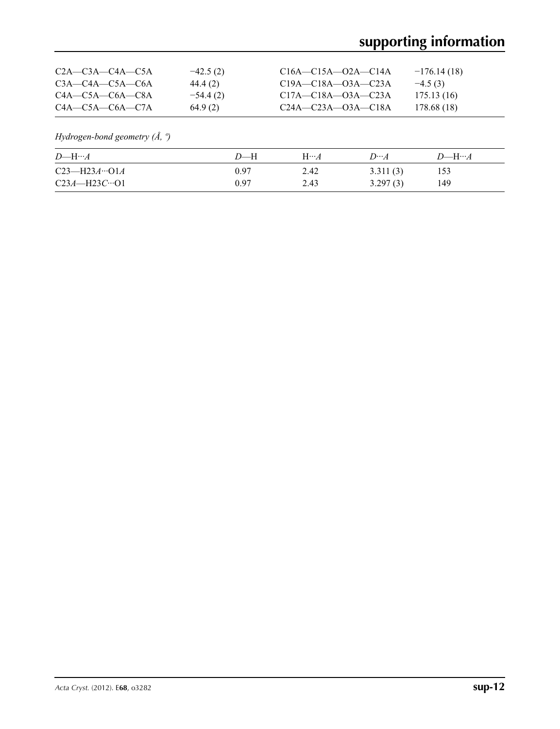| | | | |
|---|---|---|---|
| C2A—C3A—C4A—C5A | −42.5 (2) | C16A—C15A—O2A—C14A | −176.14 (18) |
| C3A—C4A—C5A—C6A | 44.4 (2) | C19A—C18A—O3A—C23A | −4.5 (3) |
| C4A—C5A—C6A—C8A | −54.4 (2) | C17A—C18A—O3A—C23A | 175.13 (16) |
| C4A—C5A—C6A—C7A | 64.9 (2) | C24A—C23A—O3A—C18A | 178.68 (18) |

*Hydrogen-bond geometry (Å, º)*

| *D*—H···*A* | *D*—H | H···*A* | *D*···*A* | *D*—H···*A* |
|---|---|---|---|---|
| C23—H23*A*···O1*A* | 0.97 | 2.42 | 3.311 (3) | 153 |
| C23*A*—H23*C*···O1 | 0.97 | 2.43 | 3.297 (3) | 149 |